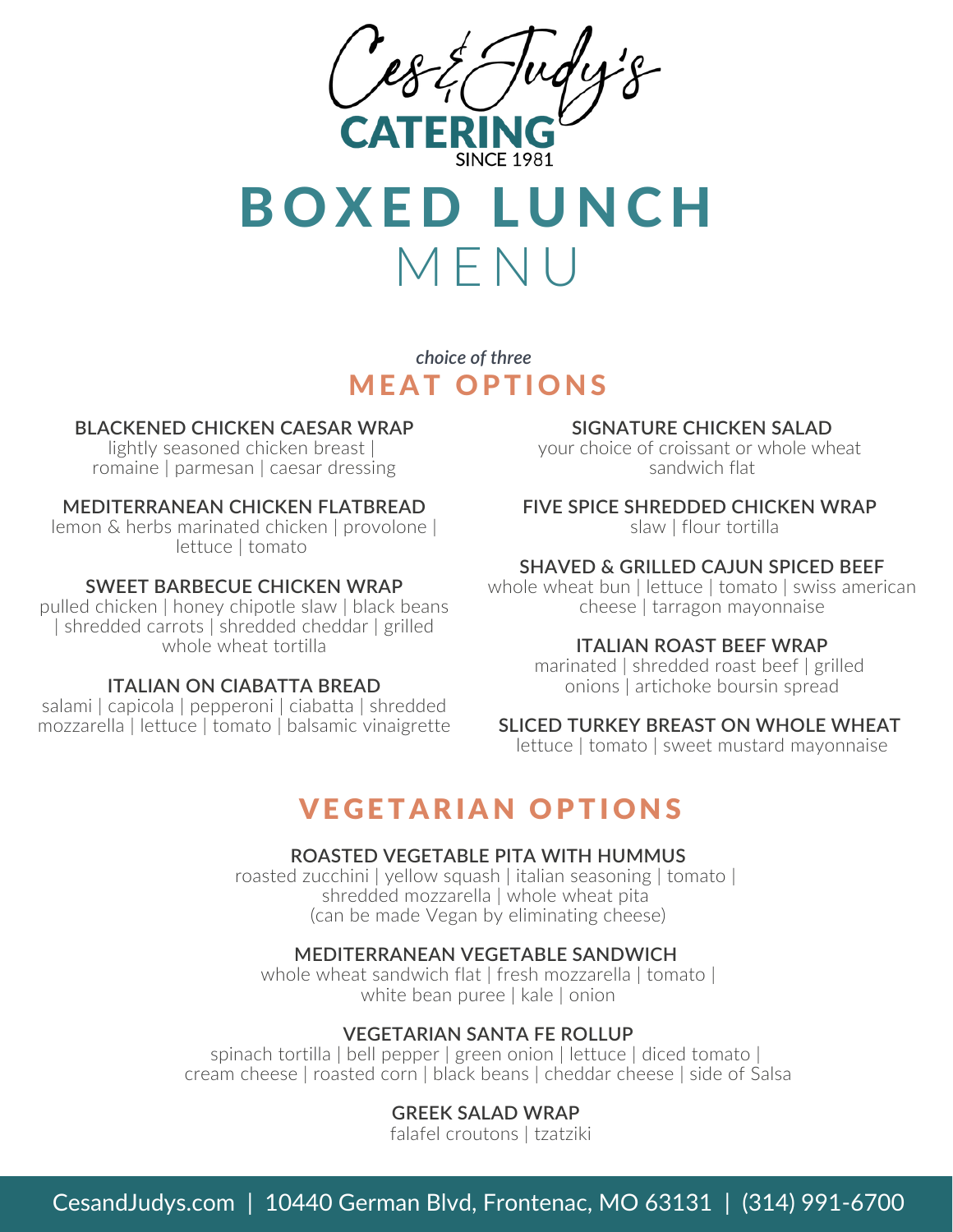Ces & Judy's

CATERING

SINCE 1981

# BOXED LUNCH MENU

*choice of three*

## MEAT OPTIONS

**BLACKENED CHICKEN CAESAR WRAP**
lightly seasoned chicken breast | romaine | parmesan | caesar dressing

**MEDITERRANEAN CHICKEN FLATBREAD**
lemon & herbs marinated chicken | provolone | lettuce | tomato

**SWEET BARBECUE CHICKEN WRAP**
pulled chicken | honey chipotle slaw | black beans | shredded carrots | shredded cheddar | grilled whole wheat tortilla

**ITALIAN ON CIABATTA BREAD**
salami | capicola | pepperoni | ciabatta | shredded mozzarella | lettuce | tomato | balsamic vinaigrette

**SIGNATURE CHICKEN SALAD**
your choice of croissant or whole wheat sandwich flat

**FIVE SPICE SHREDDED CHICKEN WRAP**
slaw | flour tortilla

**SHAVED & GRILLED CAJUN SPICED BEEF**
whole wheat bun | lettuce | tomato | swiss american cheese | tarragon mayonnaise

**ITALIAN ROAST BEEF WRAP**
marinated | shredded roast beef | grilled onions | artichoke boursin spread

**SLICED TURKEY BREAST ON WHOLE WHEAT**
lettuce | tomato | sweet mustard mayonnaise

## VEGETARIAN OPTIONS

**ROASTED VEGETABLE PITA WITH HUMMUS**
roasted zucchini | yellow squash | italian seasoning | tomato | shredded mozzarella | whole wheat pita
(can be made Vegan by eliminating cheese)

**MEDITERRANEAN VEGETABLE SANDWICH**
whole wheat sandwich flat | fresh mozzarella | tomato | white bean puree | kale | onion

**VEGETARIAN SANTA FE ROLLUP**
spinach tortilla | bell pepper | green onion | lettuce | diced tomato | cream cheese | roasted corn | black beans | cheddar cheese | side of Salsa

**GREEK SALAD WRAP**
falafel croutons | tzatziki

CesandJudys.com | 10440 German Blvd, Frontenac, MO 63131 | (314) 991-6700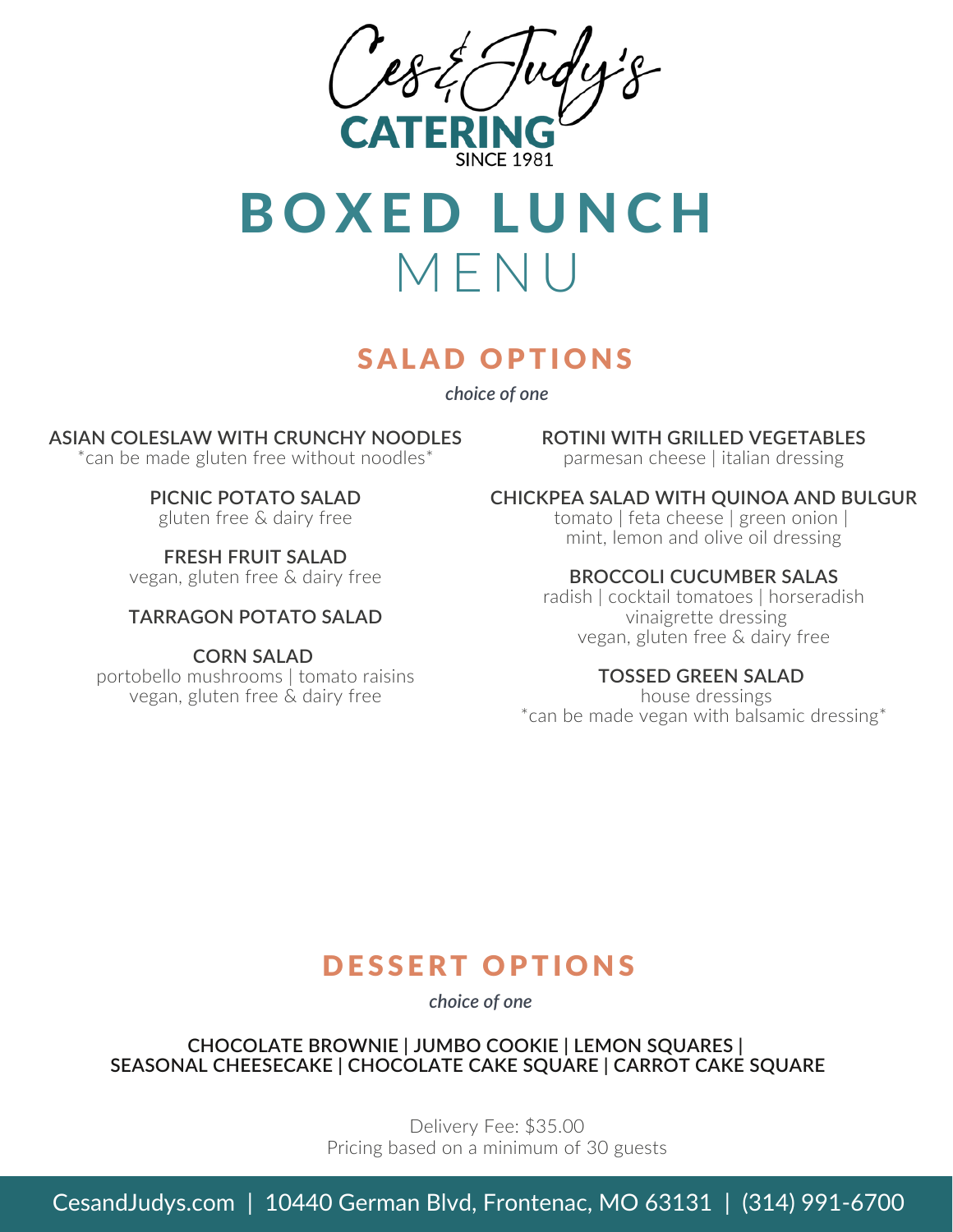Ces & Judy's

CATERING

SINCE 1981

# BOXED LUNCH MENU

## SALAD OPTIONS

*choice of one*

**ASIAN COLESLAW WITH CRUNCHY NOODLES**
*can be made gluten free without noodles*

**PICNIC POTATO SALAD**
gluten free & dairy free

**FRESH FRUIT SALAD**
vegan, gluten free & dairy free

**TARRAGON POTATO SALAD**

**CORN SALAD**
portobello mushrooms | tomato raisins
vegan, gluten free & dairy free

**ROTINI WITH GRILLED VEGETABLES**
parmesan cheese | italian dressing

**CHICKPEA SALAD WITH QUINOA AND BULGUR**
tomato | feta cheese | green onion |
mint, lemon and olive oil dressing

**BROCCOLI CUCUMBER SALAS**
radish | cocktail tomatoes | horseradish
vinaigrette dressing
vegan, gluten free & dairy free

**TOSSED GREEN SALAD**
house dressings
*can be made vegan with balsamic dressing*

## DESSERT OPTIONS

*choice of one*

**CHOCOLATE BROWNIE | JUMBO COOKIE | LEMON SQUARES | SEASONAL CHEESECAKE | CHOCOLATE CAKE SQUARE | CARROT CAKE SQUARE**

Delivery Fee: $35.00
Pricing based on a minimum of 30 guests

CesandJudys.com | 10440 German Blvd, Frontenac, MO 63131 | (314) 991-6700